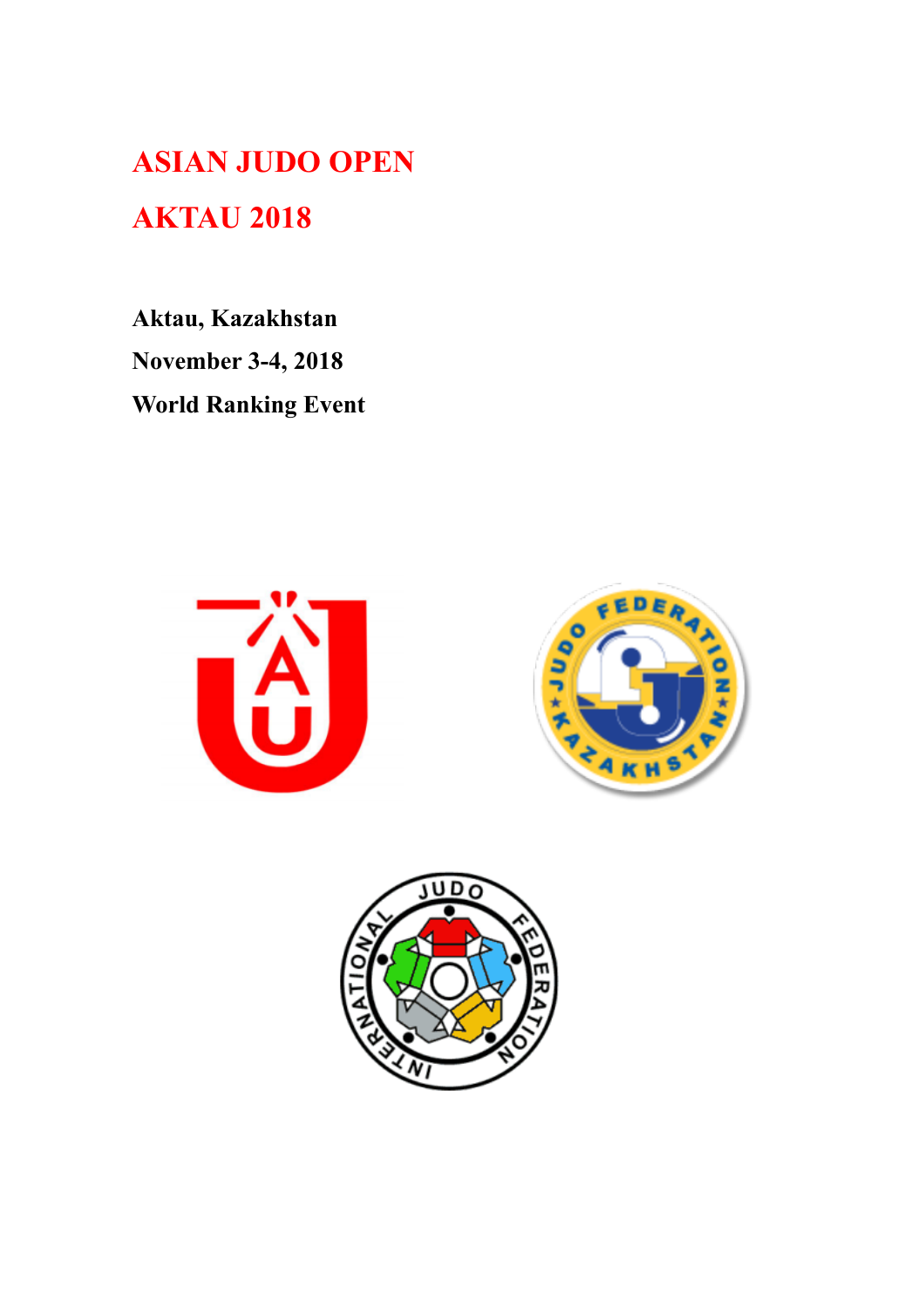# ASIAN JUDO OPEN

# AKTAU 2018

**Aktau, Kazakhstan**

**November 3-4, 2018**

**World Ranking Event**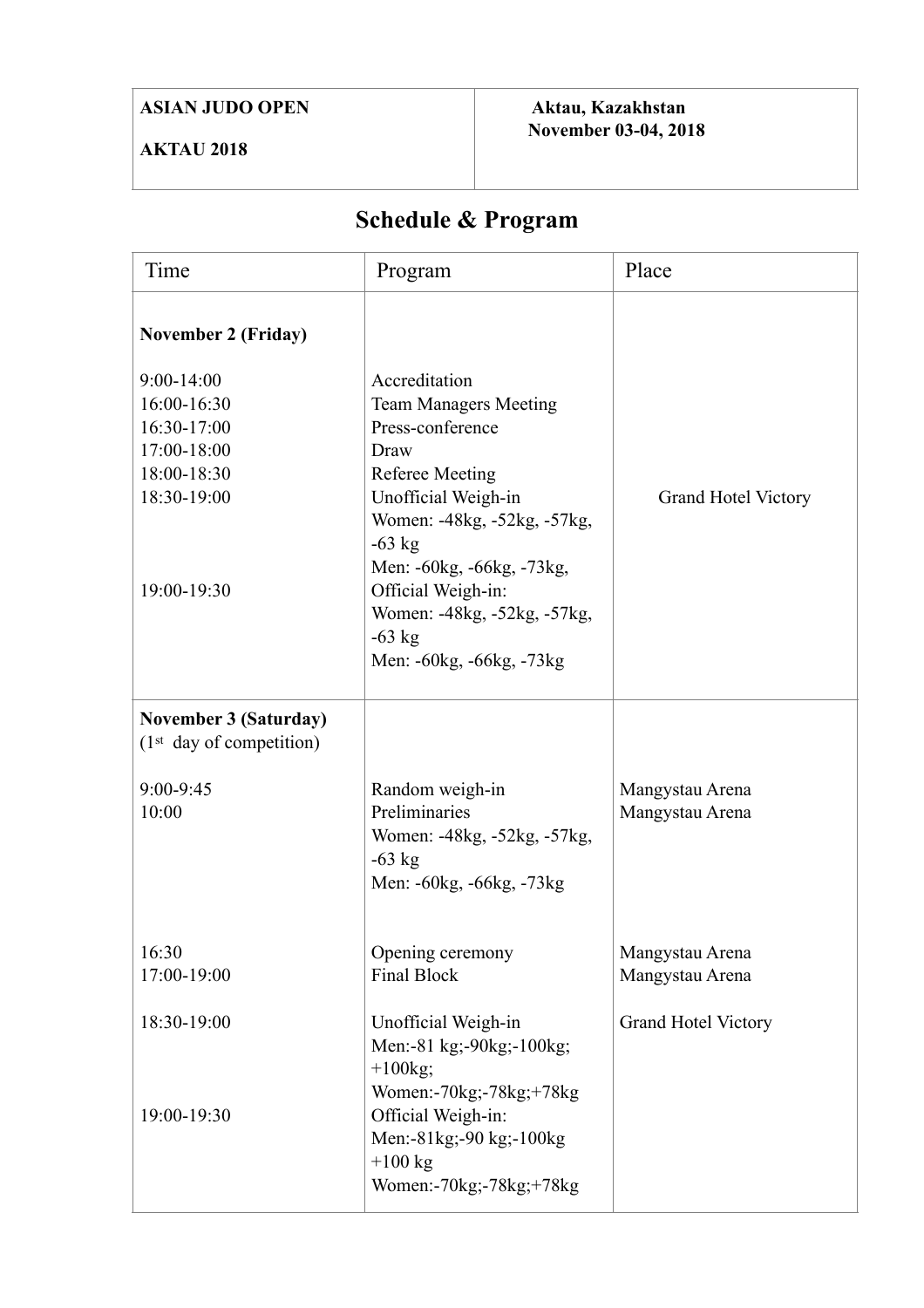| ASIAN JUDO OPEN<br>AKTAU 2018 | Aktau, Kazakhstan<br>November 03-04, 2018 |
|---|---|

# Schedule & Program

| Time | Program | Place |
|---|---|---|
| **November 2 (Friday)** | | |
| 9:00-14:00 | Accreditation | Grand Hotel Victory |
| 16:00-16:30 | Team Managers Meeting | Grand Hotel Victory |
| 16:30-17:00 | Press-conference | Grand Hotel Victory |
| 17:00-18:00 | Draw | Grand Hotel Victory |
| 18:00-18:30 | Referee Meeting | Grand Hotel Victory |
| 18:30-19:00 | Unofficial Weigh-in<br>Women: -48kg, -52kg, -57kg, -63 kg<br>Men: -60kg, -66kg, -73kg, | Grand Hotel Victory |
| 19:00-19:30 | Official Weigh-in:<br>Women: -48kg, -52kg, -57kg, -63 kg<br>Men: -60kg, -66kg, -73kg | Grand Hotel Victory |
| **November 3 (Saturday)**<br>(1st day of competition) | | |
| 9:00-9:45 | Random weigh-in | Mangystau Arena |
| 10:00 | Preliminaries<br>Women: -48kg, -52kg, -57kg, -63 kg<br>Men: -60kg, -66kg, -73kg | Mangystau Arena |
| 16:30 | Opening ceremony | Mangystau Arena |
| 17:00-19:00 | Final Block | Mangystau Arena |
| 18:30-19:00 | Unofficial Weigh-in<br>Men:-81 kg;-90kg;-100kg; +100kg;<br>Women:-70kg;-78kg;+78kg | Grand Hotel Victory |
| 19:00-19:30 | Official Weigh-in:<br>Men:-81kg;-90 kg;-100kg +100 kg<br>Women:-70kg;-78kg;+78kg | |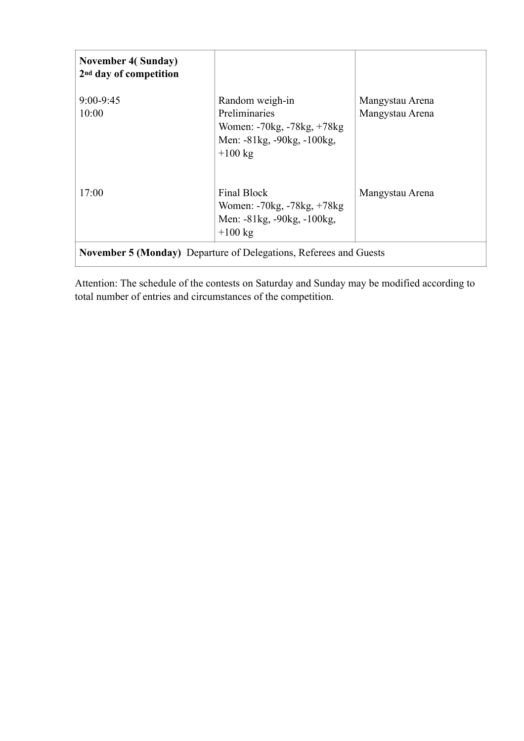| **November 4( Sunday)**<br>**2nd day of competition** | | |
|---|---|---|
| 9:00-9:45<br>10:00 | Random weigh-in<br>Preliminaries<br>Women: -70kg, -78kg, +78kg<br>Men: -81kg, -90kg, -100kg, +100 kg | Mangystau Arena<br>Mangystau Arena |
| 17:00 | Final Block<br>Women: -70kg, -78kg, +78kg<br>Men: -81kg, -90kg, -100kg, +100 kg | Mangystau Arena |
| **November 5 (Monday)** Departure of Delegations, Referees and Guests | | |

Attention: The schedule of the contests on Saturday and Sunday may be modified according to total number of entries and circumstances of the competition.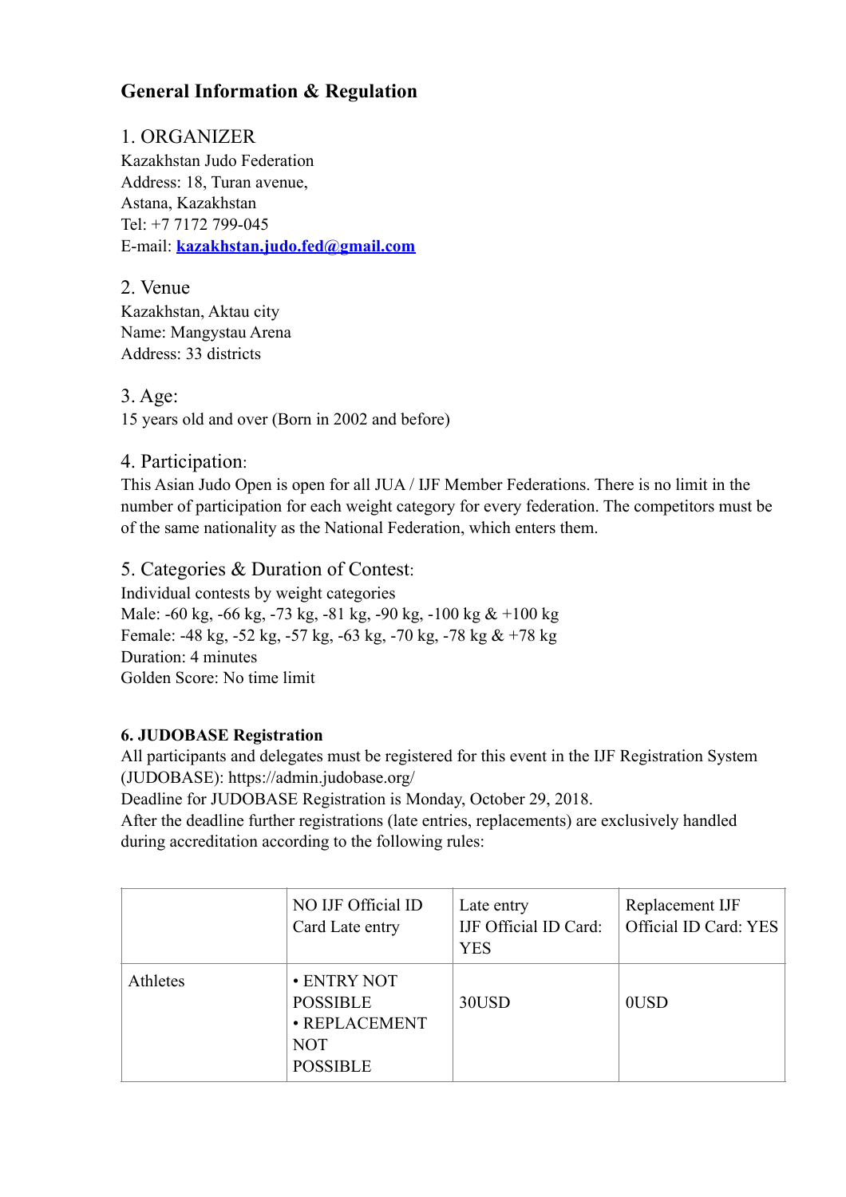## General Information & Regulation

### 1. ORGANIZER

Kazakhstan Judo Federation
Address: 18, Turan avenue,
Astana, Kazakhstan
Tel: +7 7172 799-045
E-mail: **kazakhstan.judo.fed@gmail.com**

### 2. Venue

Kazakhstan, Aktau city
Name: Mangystau Arena
Address: 33 districts

### 3. Age:

15 years old and over (Born in 2002 and before)

### 4. Participation:

This Asian Judo Open is open for all JUA / IJF Member Federations. There is no limit in the number of participation for each weight category for every federation. The competitors must be of the same nationality as the National Federation, which enters them.

### 5. Categories & Duration of Contest:

Individual contests by weight categories
Male: -60 kg, -66 kg, -73 kg, -81 kg, -90 kg, -100 kg & +100 kg
Female: -48 kg, -52 kg, -57 kg, -63 kg, -70 kg, -78 kg & +78 kg
Duration: 4 minutes
Golden Score: No time limit

**6. JUDOBASE Registration**

All participants and delegates must be registered for this event in the IJF Registration System (JUDOBASE): https://admin.judobase.org/
Deadline for JUDOBASE Registration is Monday, October 29, 2018.
After the deadline further registrations (late entries, replacements) are exclusively handled during accreditation according to the following rules:

| | NO IJF Official ID Card Late entry | Late entry IJF Official ID Card: YES | Replacement IJF Official ID Card: YES |
|---|---|---|---|
| Athletes | • ENTRY NOT POSSIBLE<br>• REPLACEMENT NOT POSSIBLE | 30USD | 0USD |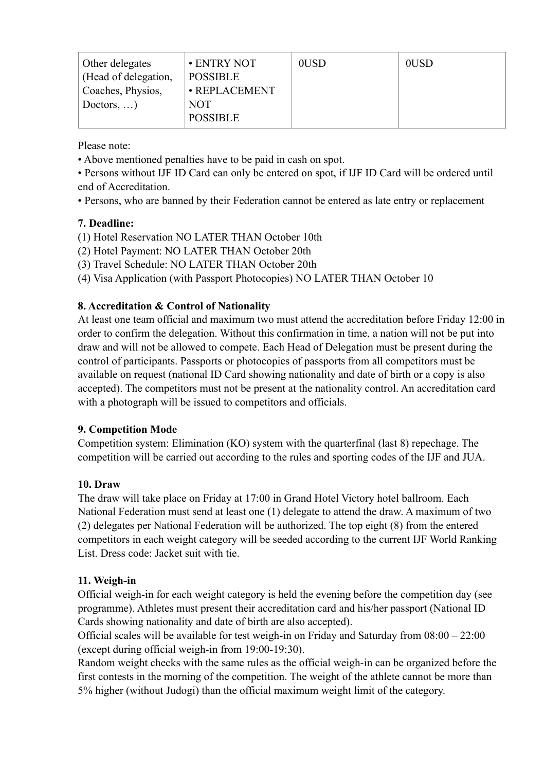| Other delegates (Head of delegation, Coaches, Physios, Doctors, …) | • ENTRY NOT POSSIBLE • REPLACEMENT NOT POSSIBLE | 0USD | 0USD |
|---|---|---|---|

Please note:

- Above mentioned penalties have to be paid in cash on spot.
- Persons without IJF ID Card can only be entered on spot, if IJF ID Card will be ordered until end of Accreditation.
- Persons, who are banned by their Federation cannot be entered as late entry or replacement

**7. Deadline:**

(1) Hotel Reservation NO LATER THAN October 10th
(2) Hotel Payment: NO LATER THAN October 20th
(3) Travel Schedule: NO LATER THAN October 20th
(4) Visa Application (with Passport Photocopies) NO LATER THAN October 10

**8. Accreditation & Control of Nationality**

At least one team official and maximum two must attend the accreditation before Friday 12:00 in order to confirm the delegation. Without this confirmation in time, a nation will not be put into draw and will not be allowed to compete. Each Head of Delegation must be present during the control of participants. Passports or photocopies of passports from all competitors must be available on request (national ID Card showing nationality and date of birth or a copy is also accepted). The competitors must not be present at the nationality control. An accreditation card with a photograph will be issued to competitors and officials.

**9. Competition Mode**

Competition system: Elimination (KO) system with the quarterfinal (last 8) repechage. The competition will be carried out according to the rules and sporting codes of the IJF and JUA.

**10. Draw**

The draw will take place on Friday at 17:00 in Grand Hotel Victory hotel ballroom. Each National Federation must send at least one (1) delegate to attend the draw. A maximum of two (2) delegates per National Federation will be authorized. The top eight (8) from the entered competitors in each weight category will be seeded according to the current IJF World Ranking List. Dress code: Jacket suit with tie.

**11. Weigh-in**

Official weigh-in for each weight category is held the evening before the competition day (see programme). Athletes must present their accreditation card and his/her passport (National ID Cards showing nationality and date of birth are also accepted).

Official scales will be available for test weigh-in on Friday and Saturday from 08:00 – 22:00 (except during official weigh-in from 19:00-19:30).

Random weight checks with the same rules as the official weigh-in can be organized before the first contests in the morning of the competition. The weight of the athlete cannot be more than 5% higher (without Judogi) than the official maximum weight limit of the category.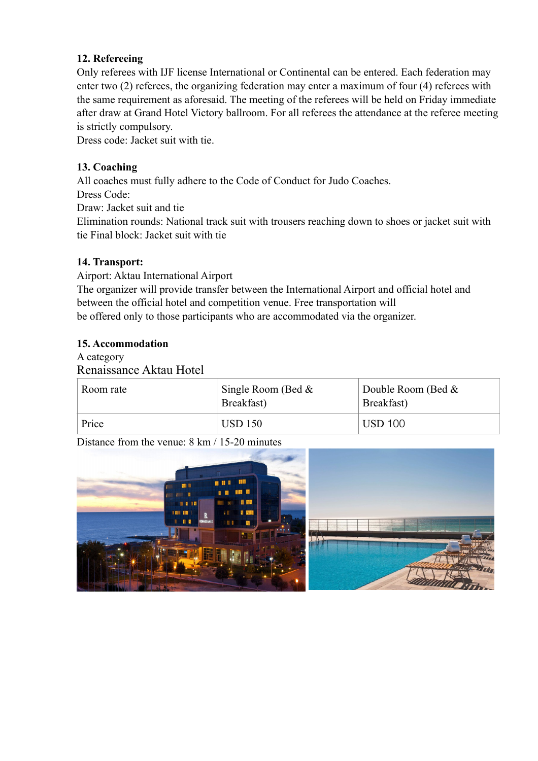**12. Refereeing**

Only referees with IJF license International or Continental can be entered. Each federation may enter two (2) referees, the organizing federation may enter a maximum of four (4) referees with the same requirement as aforesaid. The meeting of the referees will be held on Friday immediate after draw at Grand Hotel Victory ballroom. For all referees the attendance at the referee meeting is strictly compulsory.

Dress code: Jacket suit with tie.

**13. Coaching**

All coaches must fully adhere to the Code of Conduct for Judo Coaches.

Dress Code:

Draw: Jacket suit and tie

Elimination rounds: National track suit with trousers reaching down to shoes or jacket suit with tie Final block: Jacket suit with tie

**14. Transport:**

Airport: Aktau International Airport

The organizer will provide transfer between the International Airport and official hotel and between the official hotel and competition venue. Free transportation will be offered only to those participants who are accommodated via the organizer.

**15. Accommodation**

A category

Renaissance Aktau Hotel

| Room rate | Single Room (Bed & Breakfast) | Double Room (Bed & Breakfast) |
|---|---|---|
| Price | USD 150 | USD 100 |

Distance from the venue: 8 km / 15-20 minutes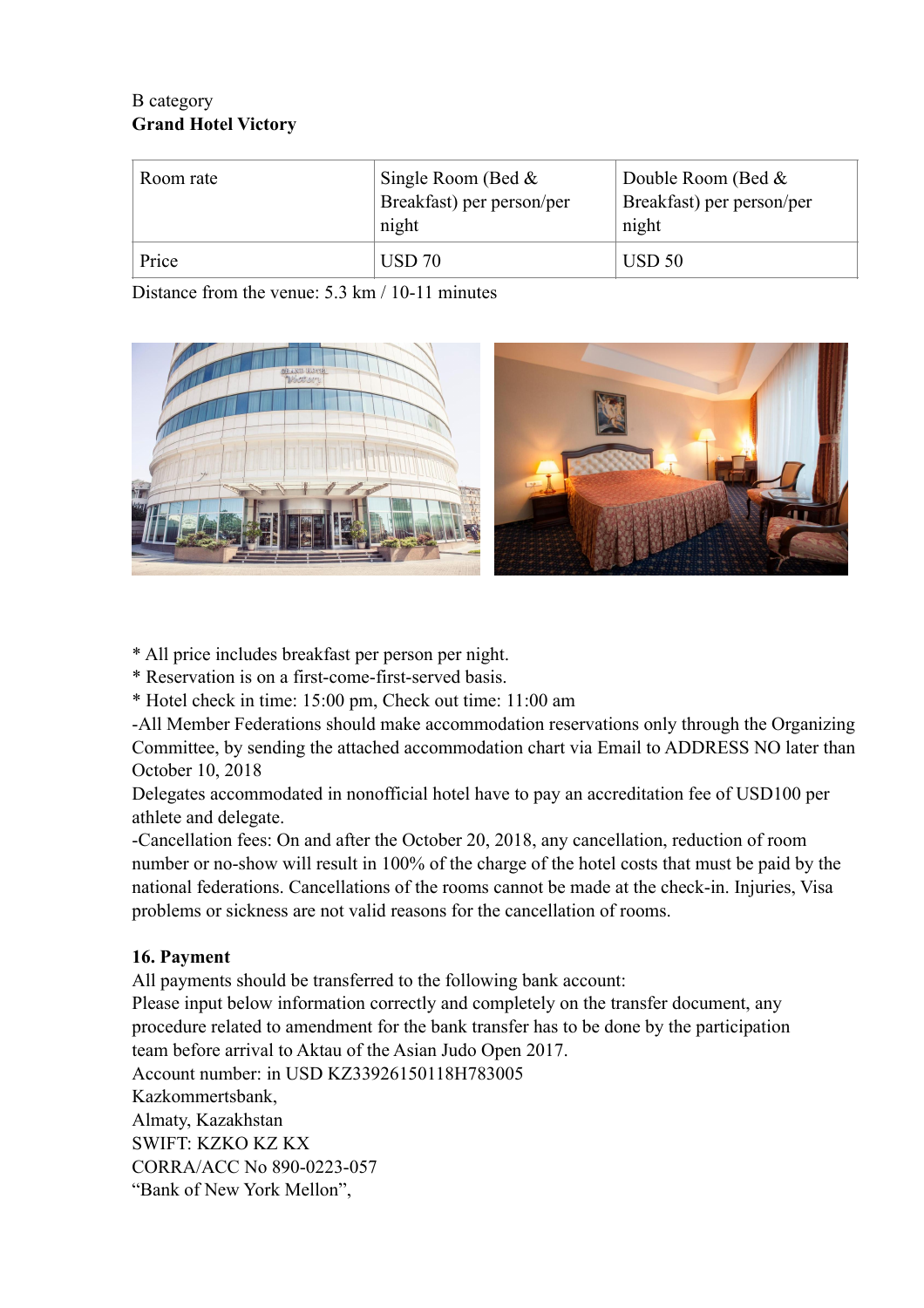B category
**Grand Hotel Victory**

| Room rate | Single Room (Bed & Breakfast) per person/per night | Double Room (Bed & Breakfast) per person/per night |
| --- | --- | --- |
| Price | USD 70 | USD 50 |

Distance from the venue: 5.3 km / 10-11 minutes

* All price includes breakfast per person per night.
* Reservation is on a first-come-first-served basis.
* Hotel check in time: 15:00 pm, Check out time: 11:00 am

-All Member Federations should make accommodation reservations only through the Organizing Committee, by sending the attached accommodation chart via Email to ADDRESS NO later than October 10, 2018

Delegates accommodated in nonofficial hotel have to pay an accreditation fee of USD100 per athlete and delegate.

-Cancellation fees: On and after the October 20, 2018, any cancellation, reduction of room number or no-show will result in 100% of the charge of the hotel costs that must be paid by the national federations. Cancellations of the rooms cannot be made at the check-in. Injuries, Visa problems or sickness are not valid reasons for the cancellation of rooms.

**16. Payment**

All payments should be transferred to the following bank account:
Please input below information correctly and completely on the transfer document, any procedure related to amendment for the bank transfer has to be done by the participation team before arrival to Aktau of the Asian Judo Open 2017.
Account number: in USD KZ33926150118H783005
Kazkommertsbank,
Almaty, Kazakhstan
SWIFT: KZKO KZ KX
CORRA/ACC No 890-0223-057
"Bank of New York Mellon",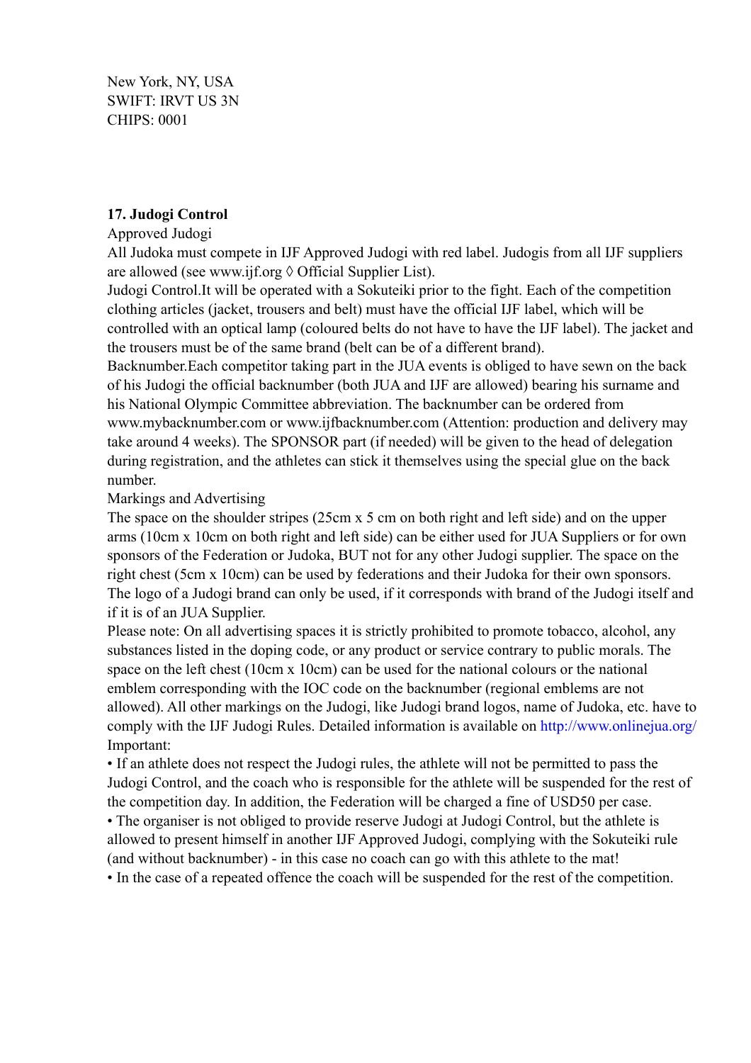New York, NY, USA
SWIFT: IRVT US 3N
CHIPS: 0001

**17. Judogi Control**

Approved Judogi

All Judoka must compete in IJF Approved Judogi with red label. Judogis from all IJF suppliers are allowed (see www.ijf.org ◊ Official Supplier List).

Judogi Control.It will be operated with a Sokuteiki prior to the fight. Each of the competition clothing articles (jacket, trousers and belt) must have the official IJF label, which will be controlled with an optical lamp (coloured belts do not have to have the IJF label). The jacket and the trousers must be of the same brand (belt can be of a different brand).

Backnumber.Each competitor taking part in the JUA events is obliged to have sewn on the back of his Judogi the official backnumber (both JUA and IJF are allowed) bearing his surname and his National Olympic Committee abbreviation. The backnumber can be ordered from www.mybacknumber.com or www.ijfbacknumber.com (Attention: production and delivery may take around 4 weeks). The SPONSOR part (if needed) will be given to the head of delegation during registration, and the athletes can stick it themselves using the special glue on the back number.

Markings and Advertising

The space on the shoulder stripes (25cm x 5 cm on both right and left side) and on the upper arms (10cm x 10cm on both right and left side) can be either used for JUA Suppliers or for own sponsors of the Federation or Judoka, BUT not for any other Judogi supplier. The space on the right chest (5cm x 10cm) can be used by federations and their Judoka for their own sponsors. The logo of a Judogi brand can only be used, if it corresponds with brand of the Judogi itself and if it is of an JUA Supplier.

Please note: On all advertising spaces it is strictly prohibited to promote tobacco, alcohol, any substances listed in the doping code, or any product or service contrary to public morals. The space on the left chest (10cm x 10cm) can be used for the national colours or the national emblem corresponding with the IOC code on the backnumber (regional emblems are not allowed). All other markings on the Judogi, like Judogi brand logos, name of Judoka, etc. have to comply with the IJF Judogi Rules. Detailed information is available on http://www.onlinejua.org/

Important:

- If an athlete does not respect the Judogi rules, the athlete will not be permitted to pass the Judogi Control, and the coach who is responsible for the athlete will be suspended for the rest of the competition day. In addition, the Federation will be charged a fine of USD50 per case.
- The organiser is not obliged to provide reserve Judogi at Judogi Control, but the athlete is allowed to present himself in another IJF Approved Judogi, complying with the Sokuteiki rule (and without backnumber) - in this case no coach can go with this athlete to the mat!
- In the case of a repeated offence the coach will be suspended for the rest of the competition.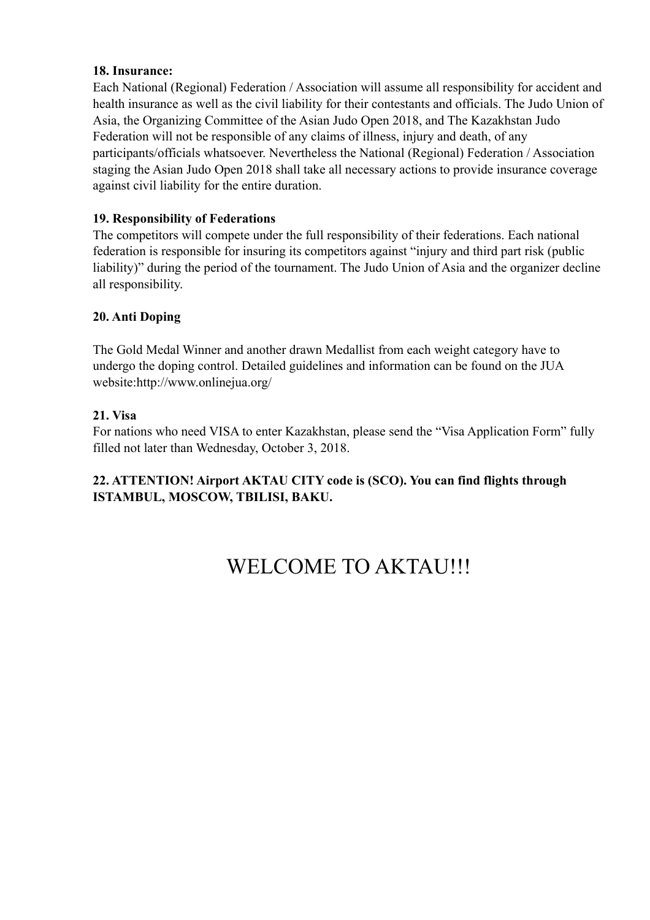**18. Insurance:**

Each National (Regional) Federation / Association will assume all responsibility for accident and health insurance as well as the civil liability for their contestants and officials. The Judo Union of Asia, the Organizing Committee of the Asian Judo Open 2018, and The Kazakhstan Judo Federation will not be responsible of any claims of illness, injury and death, of any participants/officials whatsoever. Nevertheless the National (Regional) Federation / Association staging the Asian Judo Open 2018 shall take all necessary actions to provide insurance coverage against civil liability for the entire duration.

**19. Responsibility of Federations**

The competitors will compete under the full responsibility of their federations. Each national federation is responsible for insuring its competitors against "injury and third part risk (public liability)" during the period of the tournament. The Judo Union of Asia and the organizer decline all responsibility.

**20. Anti Doping**

The Gold Medal Winner and another drawn Medallist from each weight category have to undergo the doping control. Detailed guidelines and information can be found on the JUA website:http://www.onlinejua.org/

**21. Visa**

For nations who need VISA to enter Kazakhstan, please send the "Visa Application Form" fully filled not later than Wednesday, October 3, 2018.

**22. ATTENTION! Airport AKTAU CITY code is (SCO). You can find flights through ISTAMBUL, MOSCOW, TBILISI, BAKU.**

# WELCOME TO AKTAU!!!